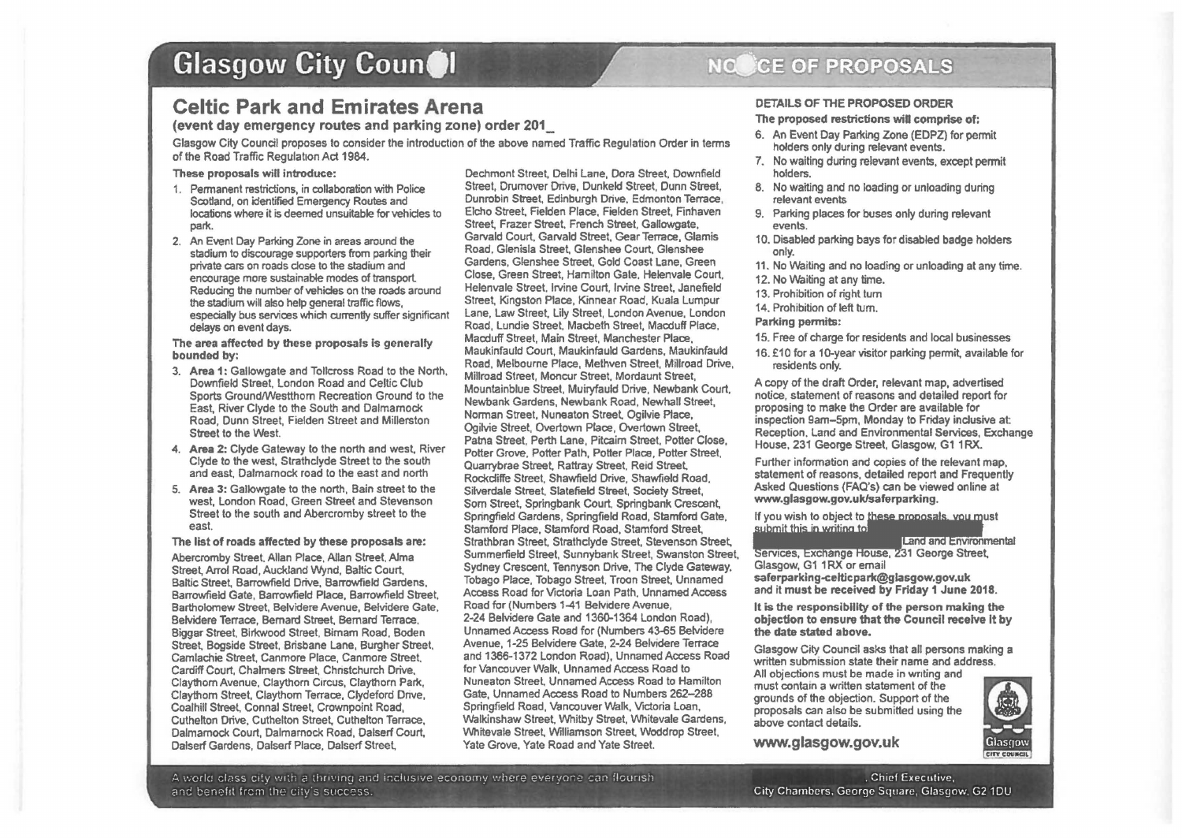# Glasgow City Council

## NOTICE OF PROPOSALS

## Celtic Park and Emirates Arena

### (event day emergency routes and parking zone) order 201_

Glasgow City Council proposes to consider the introduction of the above named Traffic Regulation Order in terms of the Road Traffic Regulation Act 1984.

**These proposals will introduce:**

1. Permanent restrictions, in collaboration with Police Scotland, on identified Emergency Routes and locations where it is deemed unsuitable for vehicles to park.
2. An Event Day Parking Zone in areas around the stadium to discourage supporters from parking their private cars on roads close to the stadium and encourage more sustainable modes of transport. Reducing the number of vehicles on the roads around the stadium will also help general traffic flows, especially bus services which currently suffer significant delays on event days.

**The area affected by these proposals is generally bounded by:**

3. **Area 1:** Gallowgate and Tollcross Road to the North, Downfield Street, London Road and Celtic Club Sports Ground/Westthorn Recreation Ground to the East, River Clyde to the South and Dalmarnock Road, Dunn Street, Fielden Street and Millerston Street to the West.
4. **Area 2:** Clyde Gateway to the north and west, River Clyde to the west, Strathclyde Street to the south and east, Dalmarnock road to the east and north
5. **Area 3:** Gallowgate to the north, Bain street to the west, London Road, Green Street and Stevenson Street to the south and Abercromby street to the east.

**The list of roads affected by these proposals are:**

Abercromby Street, Allan Place, Allan Street, Alma Street, Arrol Road, Auckland Wynd, Baltic Court, Baltic Street, Barrowfield Drive, Barrowfield Gardens, Barrowfield Gate, Barrowfield Place, Barrowfield Street, Bartholomew Street, Belvidere Avenue, Belvidere Gate, Belvidere Terrace, Bernard Street, Bernard Terrace, Biggar Street, Birkwood Street, Birnam Road, Boden Street, Bogside Street, Brisbane Lane, Burgher Street, Camlachie Street, Canmore Place, Canmore Street, Cardiff Court, Chalmers Street, Christchurch Drive, Claythorn Avenue, Claythorn Circus, Claythorn Park, Claythorn Street, Claythorn Terrace, Clydeford Drive, Coalhill Street, Connal Street, Crownpoint Road, Cuthelton Drive, Cuthelton Street, Cuthelton Terrace, Dalmarnock Court, Dalmarnock Road, Dalserf Court, Dalserf Gardens, Dalserf Place, Dalserf Street, Dechmont Street, Delhi Lane, Dora Street, Downfield Street, Drumover Drive, Dunkeld Street, Dunn Street, Dunrobin Street, Edinburgh Drive, Edmonton Terrace, Elcho Street, Fielden Place, Fielden Street, Finhaven Street, Frazer Street, French Street, Gallowgate, Garvald Court, Garvald Street, Gear Terrace, Glamis Road, Glenisla Street, Glenshee Court, Glenshee Gardens, Glenshee Street, Gold Coast Lane, Green Close, Green Street, Hamilton Gate, Helenvale Court, Helenvale Street, Irvine Court, Irvine Street, Janefield Street, Kingston Place, Kinnear Road, Kuala Lumpur Lane, Law Street, Lily Street, London Avenue, London Road, Lundie Street, Macbeth Street, Macduff Place, Macduff Street, Main Street, Manchester Place, Maukinfauld Court, Maukinfauld Gardens, Maukinfauld Road, Melbourne Place, Methven Street, Millroad Drive, Millroad Street, Moncur Street, Mordaunt Street, Mountainblue Street, Muiryfauld Drive, Newbank Court, Newbank Gardens, Newbank Road, Newhall Street, Norman Street, Nuneaton Street, Ogilvie Place, Ogilvie Street, Overtown Place, Overtown Street, Patna Street, Perth Lane, Pitcairn Street, Potter Close, Potter Grove, Potter Path, Potter Place, Potter Street, Quarrybrae Street, Rattray Street, Reid Street, Rockcliffe Street, Shawfield Drive, Shawfield Road, Silverdale Street, Slatefield Street, Society Street, Sorn Street, Springbank Court, Springbank Crescent, Springfield Gardens, Springfield Road, Stamford Gate, Stamford Place, Stamford Road, Stamford Street, Strathbran Street, Strathclyde Street, Stevenson Street, Summerfield Street, Sunnybank Street, Swanston Street, Sydney Crescent, Tennyson Drive, The Clyde Gateway, Tobago Place, Tobago Street, Troon Street, Unnamed Access Road for Victoria Loan Path, Unnamed Access Road for (Numbers 1-41 Belvidere Avenue, 2-24 Belvidere Gate and 1360-1364 London Road), Unnamed Access Road for (Numbers 43-65 Belvidere Avenue, 1-25 Belvidere Gate, 2-24 Belvidere Terrace and 1366-1372 London Road), Unnamed Access Road for Vancouver Walk, Unnamed Access Road to Nuneaton Street, Unnamed Access Road to Hamilton Gate, Unnamed Access Road to Numbers 262–288 Springfield Road, Vancouver Walk, Victoria Loan, Walkinshaw Street, Whitby Street, Whitevale Gardens, Whitevale Street, Williamson Street, Woddrop Street, Yate Grove, Yate Road and Yate Street.

**DETAILS OF THE PROPOSED ORDER**

**The proposed restrictions will comprise of:**

6. An Event Day Parking Zone (EDPZ) for permit holders only during relevant events.
7. No waiting during relevant events, except permit holders.
8. No waiting and no loading or unloading during relevant events
9. Parking places for buses only during relevant events.
10. Disabled parking bays for disabled badge holders only.
11. No Waiting and no loading or unloading at any time.
12. No Waiting at any time.
13. Prohibition of right turn
14. Prohibition of left turn.

**Parking permits:**

15. Free of charge for residents and local businesses
16. £10 for a 10-year visitor parking permit, available for residents only.

A copy of the draft Order, relevant map, advertised notice, statement of reasons and detailed report for proposing to make the Order are available for inspection 9am–5pm, Monday to Friday inclusive at: Reception, Land and Environmental Services, Exchange House, 231 George Street, Glasgow, G1 1RX.

Further information and copies of the relevant map, statement of reasons, detailed report and Frequently Asked Questions (FAQ's) can be viewed online at **www.glasgow.gov.uk/saferparking.**

If you wish to object to these proposals, you must submit this in writing to Land and Environmental Services, Exchange House, 231 George Street, Glasgow, G1 1RX or email **saferparking-celticpark@glasgow.gov.uk** and it **must be received by Friday 1 June 2018.**

**It is the responsibility of the person making the objection to ensure that the Council receive it by the date stated above.**

Glasgow City Council asks that all persons making a written submission state their name and address. All objections must be made in writing and must contain a written statement of the grounds of the objection. Support of the proposals can also be submitted using the above contact details.

**www.glasgow.gov.uk**

A world class city with a thriving and inclusive economy where everyone can flourish and benefit from the city's success.

, Chief Executive, City Chambers, George Square, Glasgow, G2 1DU